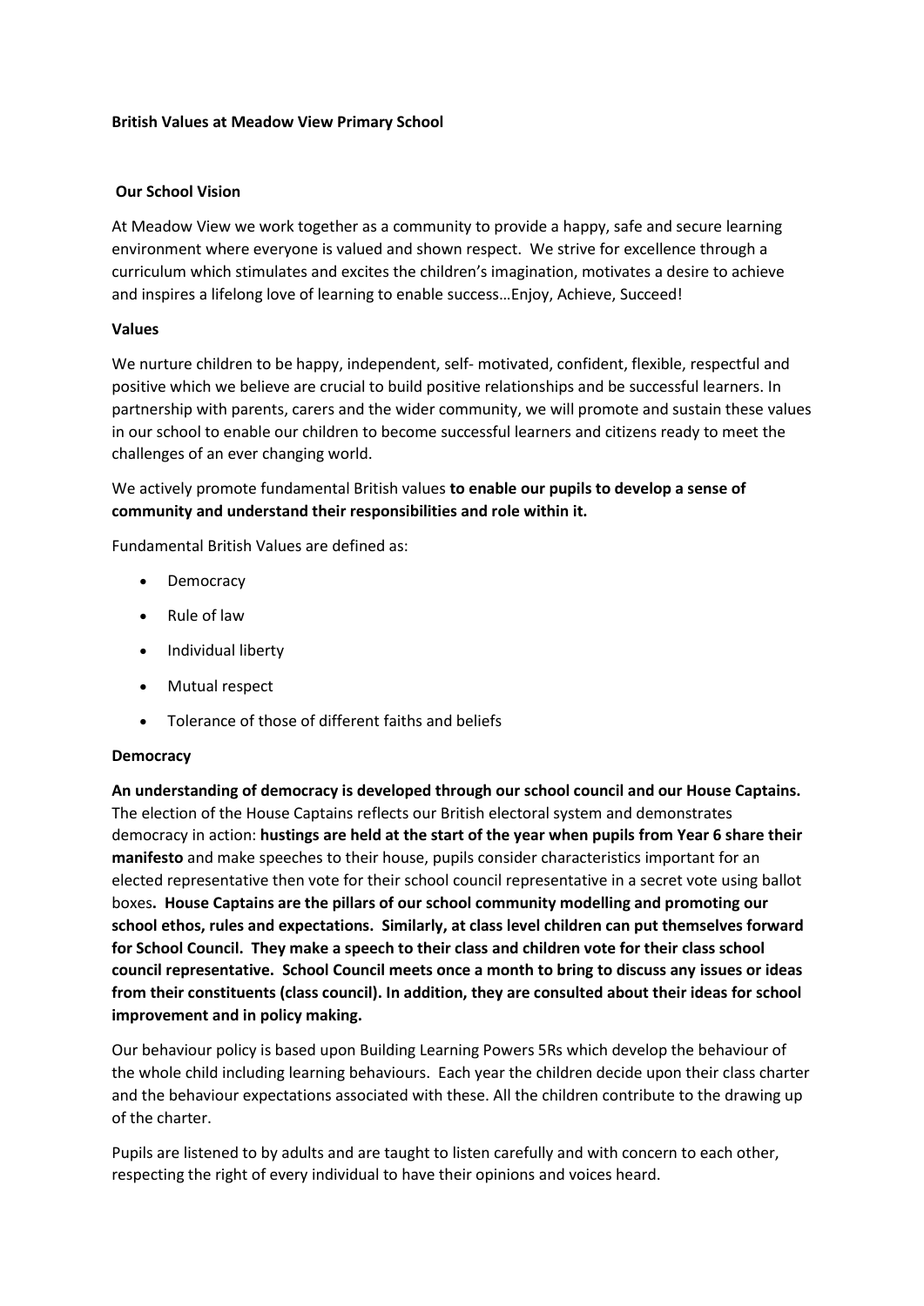**British Values at Meadow View Primary School**

**Our School Vision**

At Meadow View we work together as a community to provide a happy, safe and secure learning environment where everyone is valued and shown respect. We strive for excellence through a curriculum which stimulates and excites the children's imagination, motivates a desire to achieve and inspires a lifelong love of learning to enable success…Enjoy, Achieve, Succeed!

**Values**

We nurture children to be happy, independent, self- motivated, confident, flexible, respectful and positive which we believe are crucial to build positive relationships and be successful learners. In partnership with parents, carers and the wider community, we will promote and sustain these values in our school to enable our children to become successful learners and citizens ready to meet the challenges of an ever changing world.

We actively promote fundamental British values **to enable our pupils to develop a sense of community and understand their responsibilities and role within it.**

Fundamental British Values are defined as:

- Democracy
- Rule of law
- Individual liberty
- Mutual respect
- Tolerance of those of different faiths and beliefs

**Democracy**

**An understanding of democracy is developed through our school council and our House Captains.** The election of the House Captains reflects our British electoral system and demonstrates democracy in action: **hustings are held at the start of the year when pupils from Year 6 share their manifesto** and make speeches to their house, pupils consider characteristics important for an elected representative then vote for their school council representative in a secret vote using ballot boxes**. House Captains are the pillars of our school community modelling and promoting our school ethos, rules and expectations. Similarly, at class level children can put themselves forward for School Council. They make a speech to their class and children vote for their class school council representative. School Council meets once a month to bring to discuss any issues or ideas from their constituents (class council). In addition, they are consulted about their ideas for school improvement and in policy making.**

Our behaviour policy is based upon Building Learning Powers 5Rs which develop the behaviour of the whole child including learning behaviours. Each year the children decide upon their class charter and the behaviour expectations associated with these. All the children contribute to the drawing up of the charter.

Pupils are listened to by adults and are taught to listen carefully and with concern to each other, respecting the right of every individual to have their opinions and voices heard.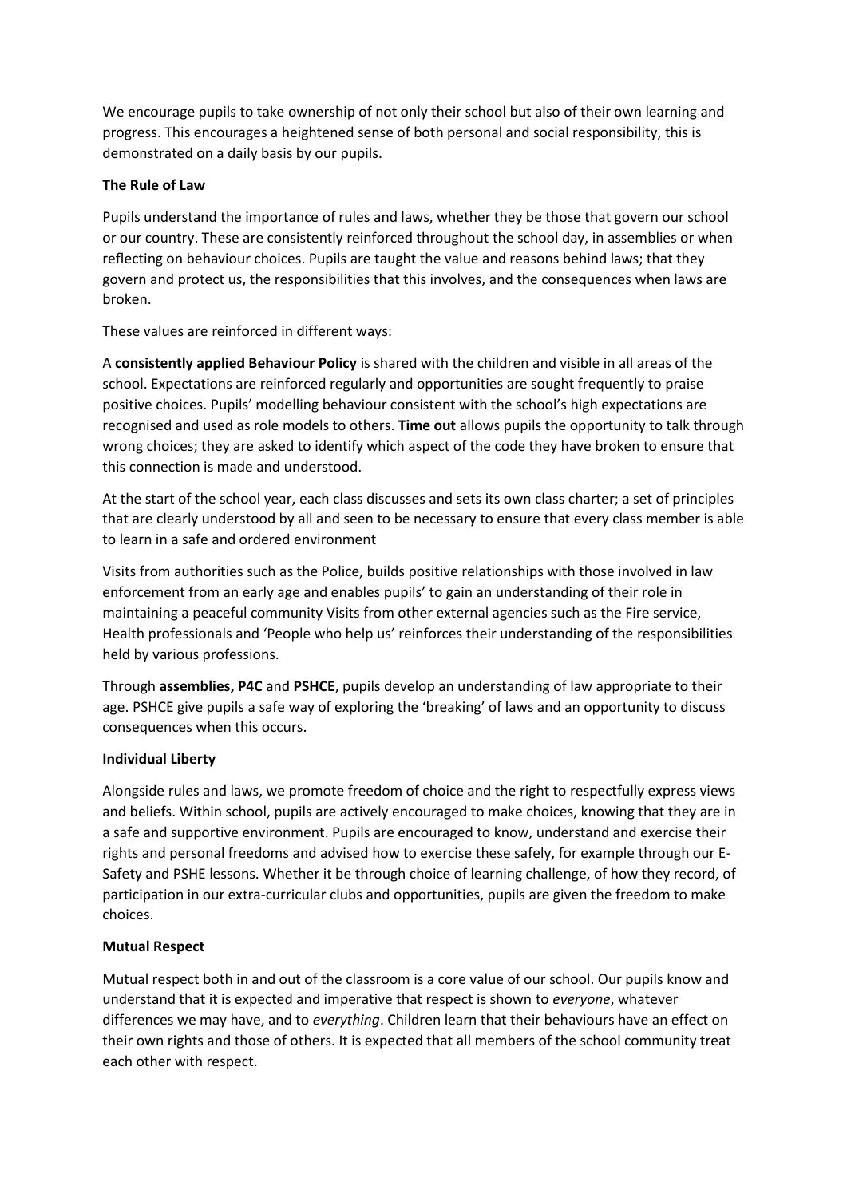We encourage pupils to take ownership of not only their school but also of their own learning and progress. This encourages a heightened sense of both personal and social responsibility, this is demonstrated on a daily basis by our pupils.

**The Rule of Law**

Pupils understand the importance of rules and laws, whether they be those that govern our school or our country. These are consistently reinforced throughout the school day, in assemblies or when reflecting on behaviour choices. Pupils are taught the value and reasons behind laws; that they govern and protect us, the responsibilities that this involves, and the consequences when laws are broken.

These values are reinforced in different ways:

A **consistently applied Behaviour Policy** is shared with the children and visible in all areas of the school. Expectations are reinforced regularly and opportunities are sought frequently to praise positive choices. Pupils' modelling behaviour consistent with the school's high expectations are recognised and used as role models to others. **Time out** allows pupils the opportunity to talk through wrong choices; they are asked to identify which aspect of the code they have broken to ensure that this connection is made and understood.

At the start of the school year, each class discusses and sets its own class charter; a set of principles that are clearly understood by all and seen to be necessary to ensure that every class member is able to learn in a safe and ordered environment

Visits from authorities such as the Police, builds positive relationships with those involved in law enforcement from an early age and enables pupils' to gain an understanding of their role in maintaining a peaceful community Visits from other external agencies such as the Fire service, Health professionals and 'People who help us' reinforces their understanding of the responsibilities held by various professions.

Through **assemblies, P4C** and **PSHCE**, pupils develop an understanding of law appropriate to their age. PSHCE give pupils a safe way of exploring the 'breaking' of laws and an opportunity to discuss consequences when this occurs.

**Individual Liberty**

Alongside rules and laws, we promote freedom of choice and the right to respectfully express views and beliefs. Within school, pupils are actively encouraged to make choices, knowing that they are in a safe and supportive environment. Pupils are encouraged to know, understand and exercise their rights and personal freedoms and advised how to exercise these safely, for example through our E-Safety and PSHE lessons. Whether it be through choice of learning challenge, of how they record, of participation in our extra-curricular clubs and opportunities, pupils are given the freedom to make choices.

**Mutual Respect**

Mutual respect both in and out of the classroom is a core value of our school. Our pupils know and understand that it is expected and imperative that respect is shown to *everyone*, whatever differences we may have, and to *everything*. Children learn that their behaviours have an effect on their own rights and those of others. It is expected that all members of the school community treat each other with respect.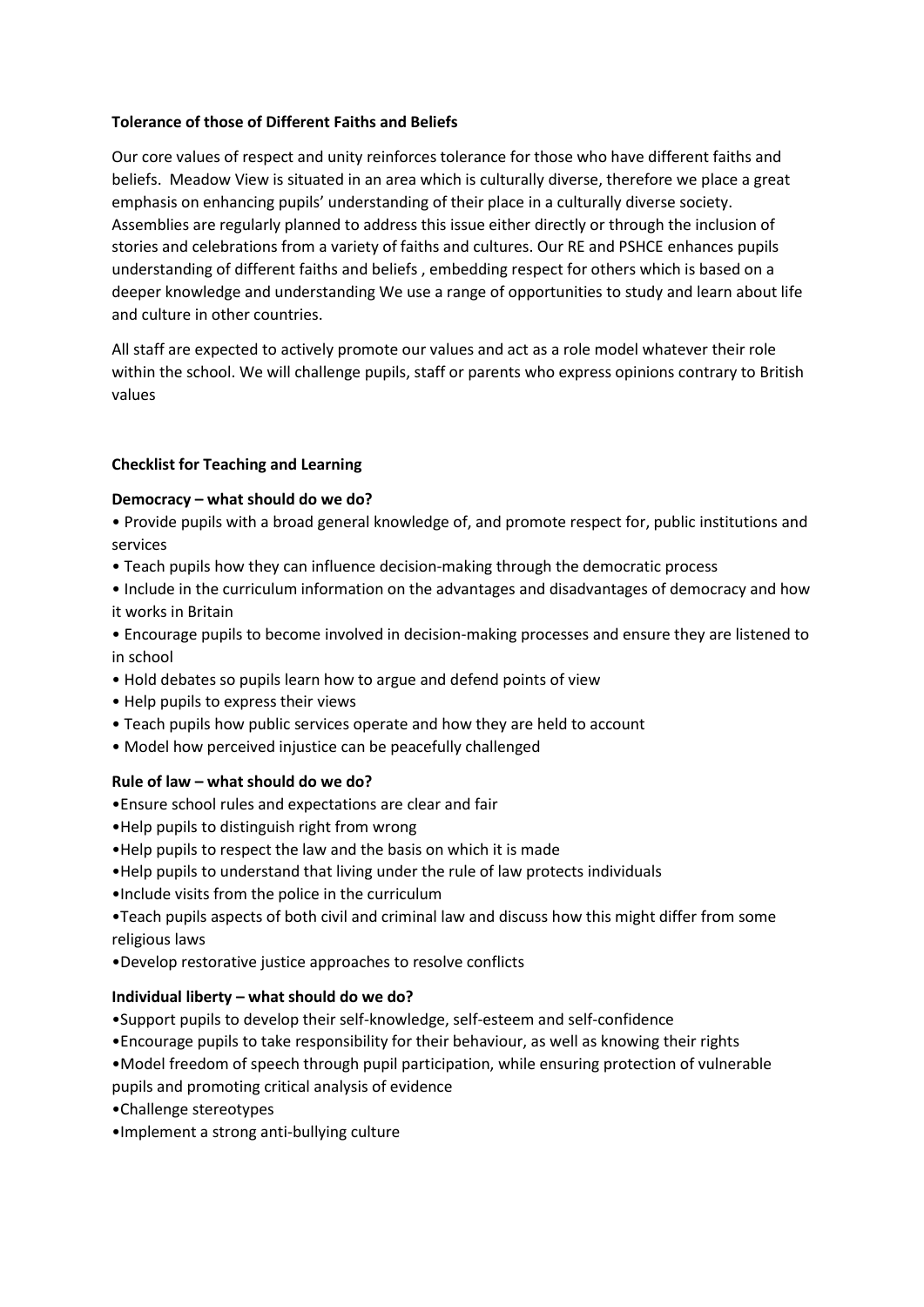**Tolerance of those of Different Faiths and Beliefs**

Our core values of respect and unity reinforces tolerance for those who have different faiths and beliefs. Meadow View is situated in an area which is culturally diverse, therefore we place a great emphasis on enhancing pupils' understanding of their place in a culturally diverse society. Assemblies are regularly planned to address this issue either directly or through the inclusion of stories and celebrations from a variety of faiths and cultures. Our RE and PSHCE enhances pupils understanding of different faiths and beliefs , embedding respect for others which is based on a deeper knowledge and understanding We use a range of opportunities to study and learn about life and culture in other countries.

All staff are expected to actively promote our values and act as a role model whatever their role within the school. We will challenge pupils, staff or parents who express opinions contrary to British values

**Checklist for Teaching and Learning**

**Democracy – what should do we do?**

- Provide pupils with a broad general knowledge of, and promote respect for, public institutions and services
- Teach pupils how they can influence decision-making through the democratic process
- Include in the curriculum information on the advantages and disadvantages of democracy and how it works in Britain
- Encourage pupils to become involved in decision-making processes and ensure they are listened to in school
- Hold debates so pupils learn how to argue and defend points of view
- Help pupils to express their views
- Teach pupils how public services operate and how they are held to account
- Model how perceived injustice can be peacefully challenged

**Rule of law – what should do we do?**

- Ensure school rules and expectations are clear and fair
- Help pupils to distinguish right from wrong
- Help pupils to respect the law and the basis on which it is made
- Help pupils to understand that living under the rule of law protects individuals
- Include visits from the police in the curriculum
- Teach pupils aspects of both civil and criminal law and discuss how this might differ from some religious laws
- Develop restorative justice approaches to resolve conflicts

**Individual liberty – what should do we do?**

- Support pupils to develop their self-knowledge, self-esteem and self-confidence
- Encourage pupils to take responsibility for their behaviour, as well as knowing their rights
- Model freedom of speech through pupil participation, while ensuring protection of vulnerable pupils and promoting critical analysis of evidence
- Challenge stereotypes
- Implement a strong anti-bullying culture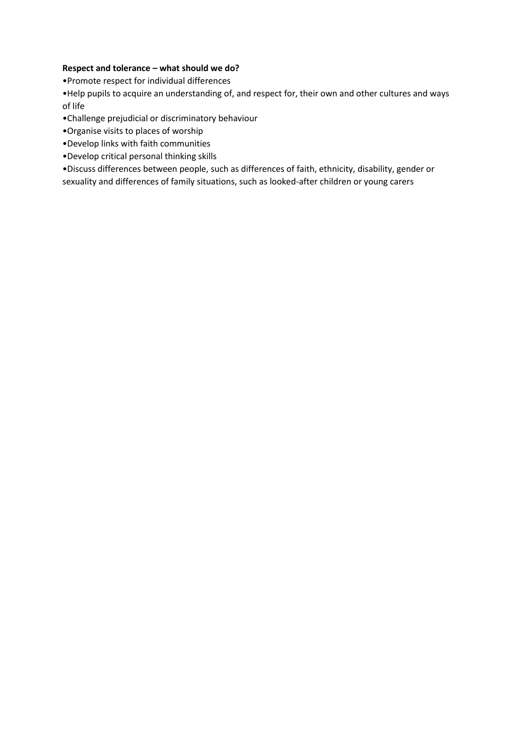**Respect and tolerance – what should we do?**

- Promote respect for individual differences
- Help pupils to acquire an understanding of, and respect for, their own and other cultures and ways of life
- Challenge prejudicial or discriminatory behaviour
- Organise visits to places of worship
- Develop links with faith communities
- Develop critical personal thinking skills
- Discuss differences between people, such as differences of faith, ethnicity, disability, gender or sexuality and differences of family situations, such as looked-after children or young carers